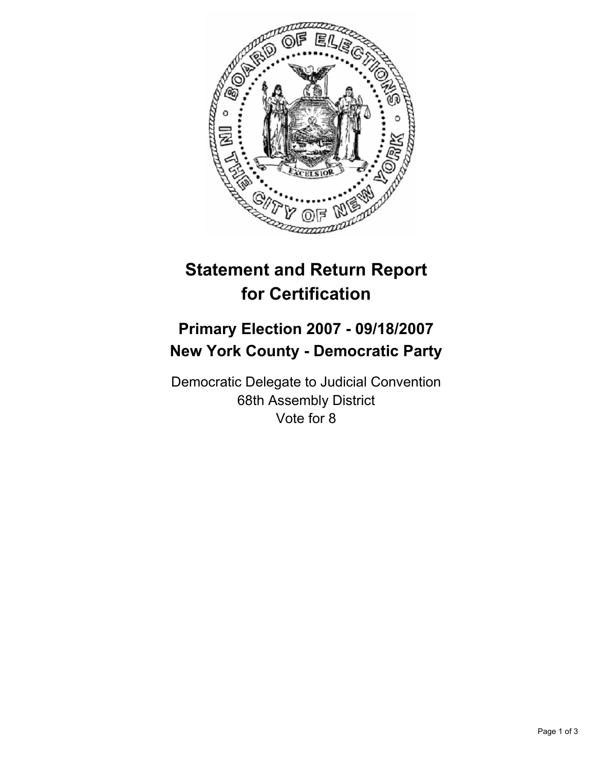# Statement and Return Report for Certification

## Primary Election 2007 - 09/18/2007
## New York County - Democratic Party

Democratic Delegate to Judicial Convention
68th Assembly District
Vote for 8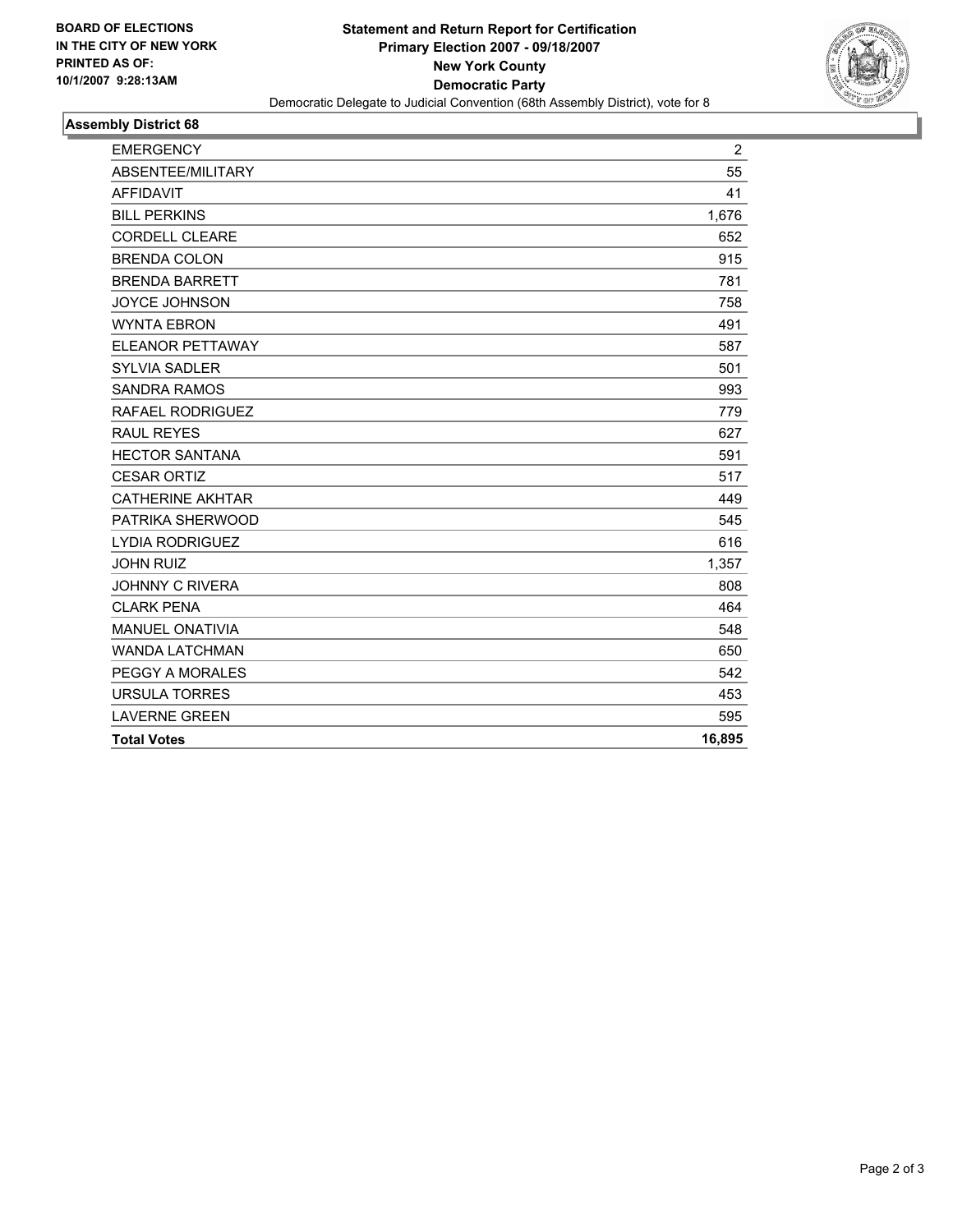**BOARD OF ELECTIONS IN THE CITY OF NEW YORK**
**PRINTED AS OF:**
**10/1/2007 9:28:13AM**

# Statement and Return Report for Certification
## Primary Election 2007 - 09/18/2007
## New York County
## Democratic Party

Democratic Delegate to Judicial Convention (68th Assembly District), vote for 8

### Assembly District 68

| | |
|---|---|
| EMERGENCY | 2 |
| ABSENTEE/MILITARY | 55 |
| AFFIDAVIT | 41 |
| BILL PERKINS | 1,676 |
| CORDELL CLEARE | 652 |
| BRENDA COLON | 915 |
| BRENDA BARRETT | 781 |
| JOYCE JOHNSON | 758 |
| WYNTA EBRON | 491 |
| ELEANOR PETTAWAY | 587 |
| SYLVIA SADLER | 501 |
| SANDRA RAMOS | 993 |
| RAFAEL RODRIGUEZ | 779 |
| RAUL REYES | 627 |
| HECTOR SANTANA | 591 |
| CESAR ORTIZ | 517 |
| CATHERINE AKHTAR | 449 |
| PATRIKA SHERWOOD | 545 |
| LYDIA RODRIGUEZ | 616 |
| JOHN RUIZ | 1,357 |
| JOHNNY C RIVERA | 808 |
| CLARK PENA | 464 |
| MANUEL ONATIVIA | 548 |
| WANDA LATCHMAN | 650 |
| PEGGY A MORALES | 542 |
| URSULA TORRES | 453 |
| LAVERNE GREEN | 595 |
| **Total Votes** | **16,895** |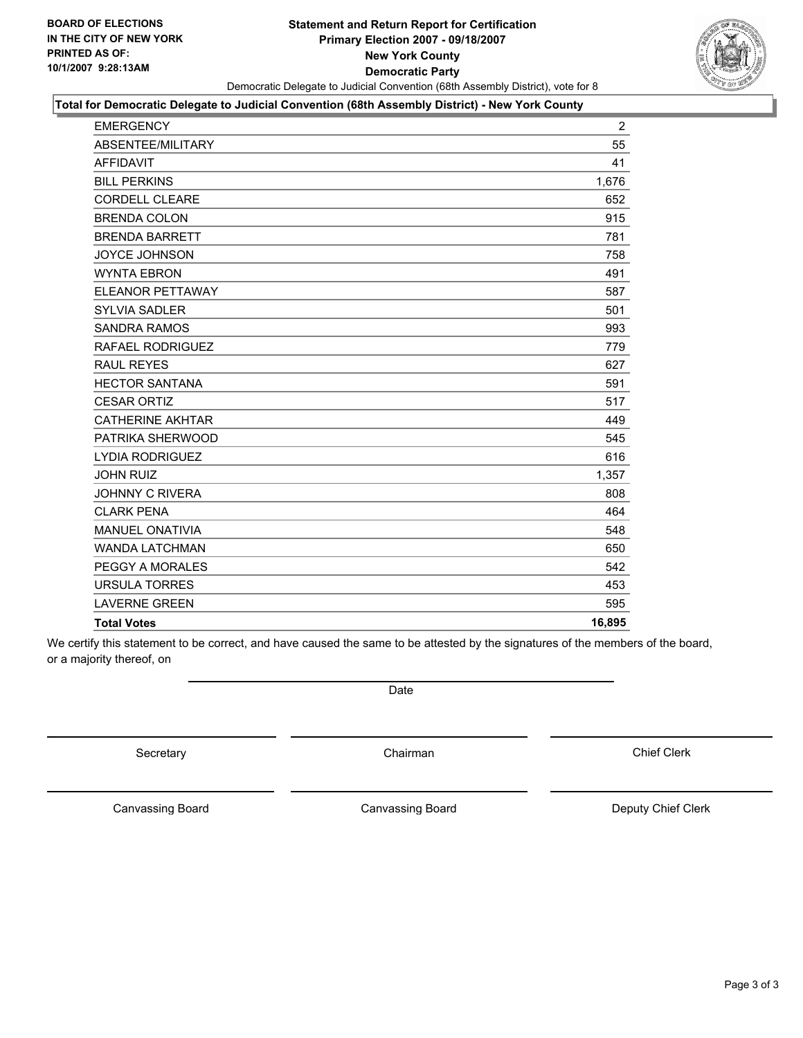BOARD OF ELECTIONS
IN THE CITY OF NEW YORK
PRINTED AS OF:
10/1/2007 9:28:13AM

**Statement and Return Report for Certification**
**Primary Election 2007 - 09/18/2007**
**New York County**
**Democratic Party**

Democratic Delegate to Judicial Convention (68th Assembly District), vote for 8

**Total for Democratic Delegate to Judicial Convention (68th Assembly District) - New York County**

| | |
|---|---|
| EMERGENCY | 2 |
| ABSENTEE/MILITARY | 55 |
| AFFIDAVIT | 41 |
| BILL PERKINS | 1,676 |
| CORDELL CLEARE | 652 |
| BRENDA COLON | 915 |
| BRENDA BARRETT | 781 |
| JOYCE JOHNSON | 758 |
| WYNTA EBRON | 491 |
| ELEANOR PETTAWAY | 587 |
| SYLVIA SADLER | 501 |
| SANDRA RAMOS | 993 |
| RAFAEL RODRIGUEZ | 779 |
| RAUL REYES | 627 |
| HECTOR SANTANA | 591 |
| CESAR ORTIZ | 517 |
| CATHERINE AKHTAR | 449 |
| PATRIKA SHERWOOD | 545 |
| LYDIA RODRIGUEZ | 616 |
| JOHN RUIZ | 1,357 |
| JOHNNY C RIVERA | 808 |
| CLARK PENA | 464 |
| MANUEL ONATIVIA | 548 |
| WANDA LATCHMAN | 650 |
| PEGGY A MORALES | 542 |
| URSULA TORRES | 453 |
| LAVERNE GREEN | 595 |
| **Total Votes** | **16,895** |

We certify this statement to be correct, and have caused the same to be attested by the signatures of the members of the board, or a majority thereof, on

Date

Secretary　　Chairman　　Chief Clerk

Canvassing Board　　Canvassing Board　　Deputy Chief Clerk